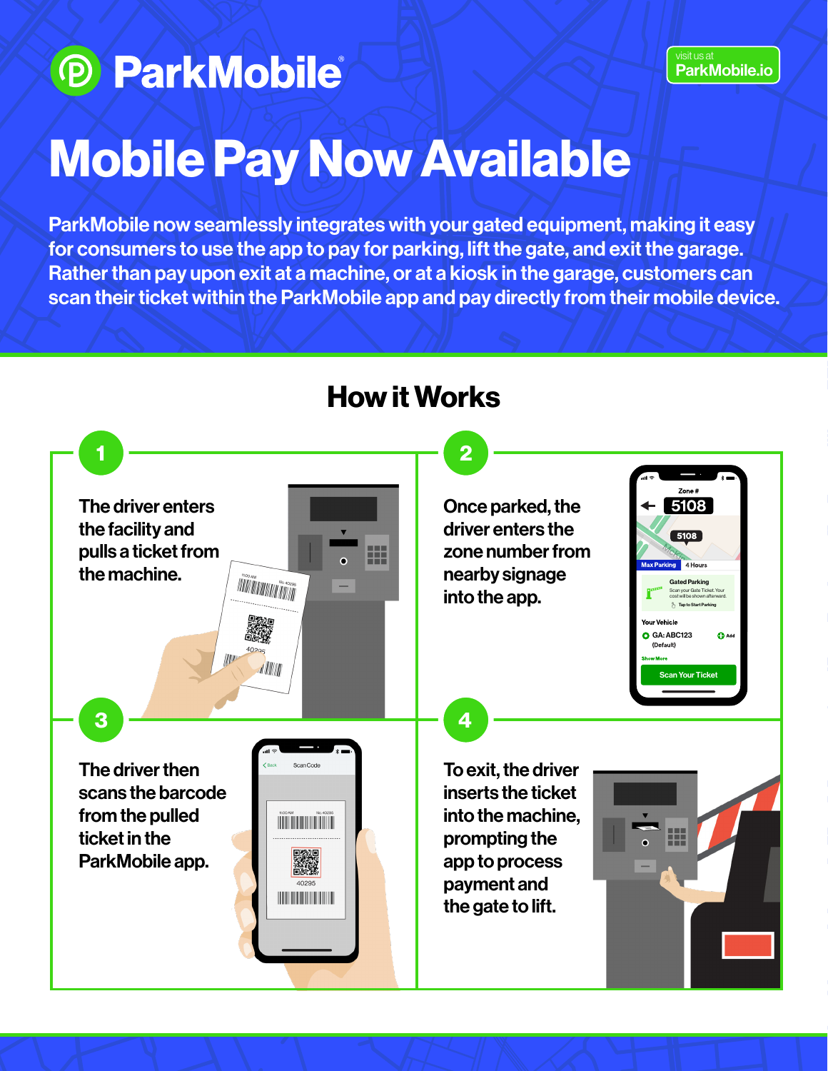ParkMobile®

visit us at ParkMobile.io

# Mobile Pay Now Available

**ParkMobile now seamlessly integrates with your gated equipment, making it easy for consumers to use the app to pay for parking, lift the gate, and exit the garage. Rather than pay upon exit at a machine, or at a kiosk in the garage, customers can scan their ticket within the ParkMobile app and pay directly from their mobile device.**

## How it Works

**1** The driver enters the facility and pulls a ticket from the machine.

**2** Once parked, the driver enters the zone number from nearby signage into the app.

**3** The driver then scans the barcode from the pulled ticket in the ParkMobile app.

**4** To exit, the driver inserts the ticket into the machine, prompting the app to process payment and the gate to lift.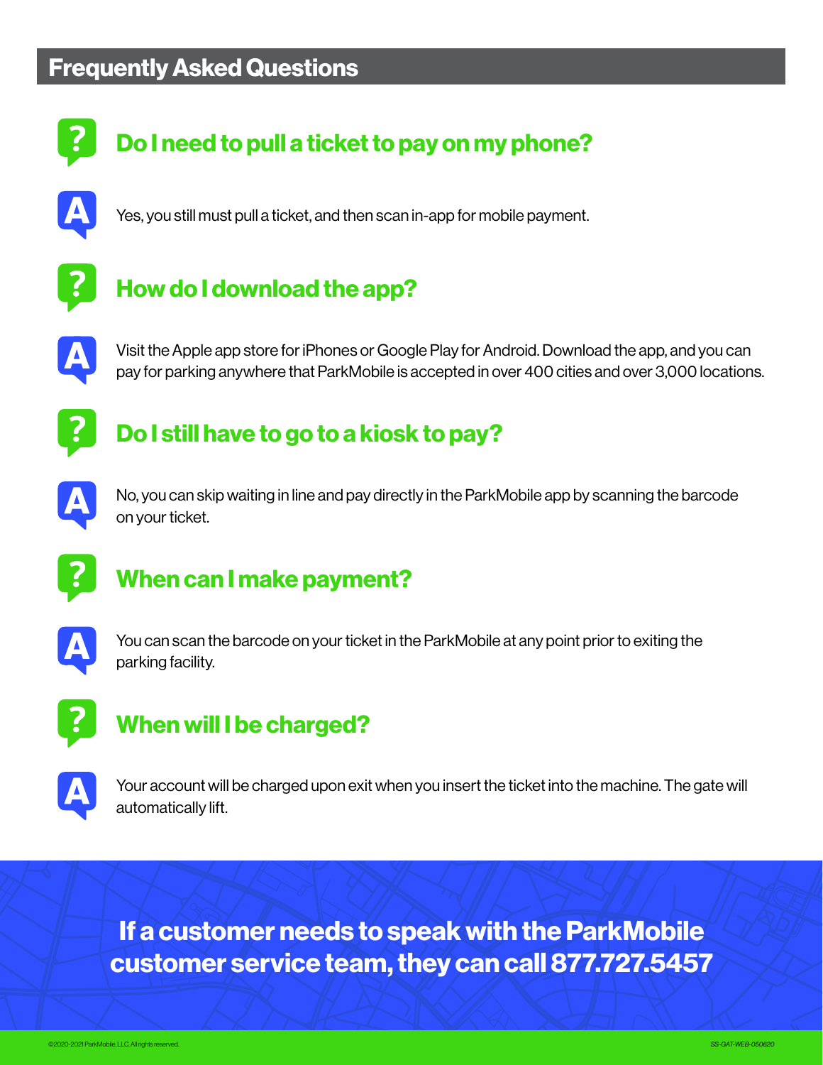## Frequently Asked Questions

### Do I need to pull a ticket to pay on my phone?

Yes, you still must pull a ticket, and then scan in-app for mobile payment.

### How do I download the app?

Visit the Apple app store for iPhones or Google Play for Android. Download the app, and you can pay for parking anywhere that ParkMobile is accepted in over 400 cities and over 3,000 locations.

### Do I still have to go to a kiosk to pay?

No, you can skip waiting in line and pay directly in the ParkMobile app by scanning the barcode on your ticket.

### When can I make payment?

You can scan the barcode on your ticket in the ParkMobile at any point prior to exiting the parking facility.

### When will I be charged?

Your account will be charged upon exit when you insert the ticket into the machine. The gate will automatically lift.

**If a customer needs to speak with the ParkMobile customer service team, they can call 877.727.5457**

©2020-2021 ParkMobile, LLC. All rights reserved.

SS-GAT-WEB-050620